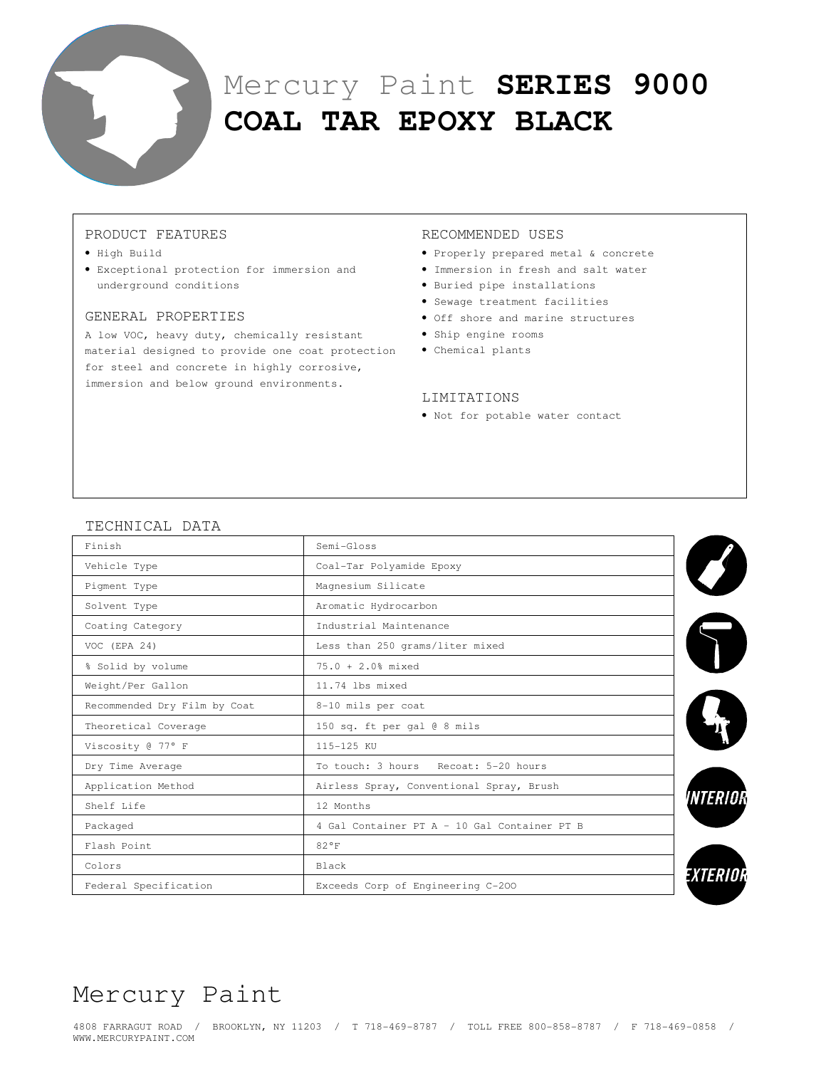# Mercury Paint **SERIES 9000**
# **COAL TAR EPOXY BLACK**

## PRODUCT FEATURES

- High Build
- Exceptional protection for immersion and underground conditions

## GENERAL PROPERTIES

A low VOC, heavy duty, chemically resistant material designed to provide one coat protection for steel and concrete in highly corrosive, immersion and below ground environments.

## RECOMMENDED USES

- Properly prepared metal & concrete
- Immersion in fresh and salt water
- Buried pipe installations
- Sewage treatment facilities
- Off shore and marine structures
- Ship engine rooms
- Chemical plants

## LIMITATIONS

- Not for potable water contact

## TECHNICAL DATA

| Property | Value |
|---|---|
| Finish | Semi-Gloss |
| Vehicle Type | Coal-Tar Polyamide Epoxy |
| Pigment Type | Magnesium Silicate |
| Solvent Type | Aromatic Hydrocarbon |
| Coating Category | Industrial Maintenance |
| VOC (EPA 24) | Less than 250 grams/liter mixed |
| % Solid by volume | 75.0 + 2.0% mixed |
| Weight/Per Gallon | 11.74 lbs mixed |
| Recommended Dry Film by Coat | 8-10 mils per coat |
| Theoretical Coverage | 150 sq. ft per gal @ 8 mils |
| Viscosity @ 77° F | 115-125 KU |
| Dry Time Average | To touch: 3 hours Recoat: 5-20 hours |
| Application Method | Airless Spray, Conventional Spray, Brush |
| Shelf Life | 12 Months |
| Packaged | 4 Gal Container PT A - 10 Gal Container PT B |
| Flash Point | 82°F |
| Colors | Black |
| Federal Specification | Exceeds Corp of Engineering C-200 |

INTERIOR

EXTERIOR

Mercury Paint

4808 FARRAGUT ROAD / BROOKLYN, NY 11203 / T 718-469-8787 / TOLL FREE 800-858-8787 / F 718-469-0858 / WWW.MERCURYPAINT.COM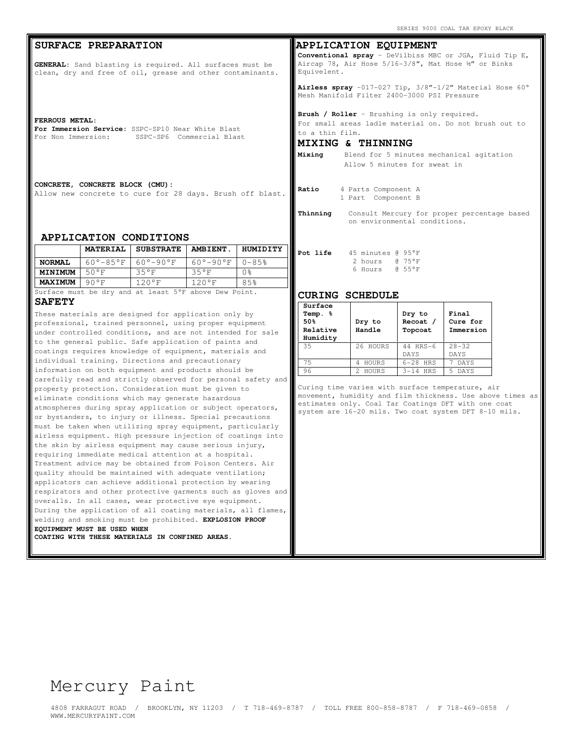## SURFACE PREPARATION

**GENERAL**: Sand blasting is required. All surfaces must be clean, dry and free of oil, grease and other contaminants.

**FERROUS METAL**:
**For Immersion Service:** SSPC-SP10 Near White Blast
For Non Immersion: SSPC-SP6 Commercial Blast

**CONCRETE, CONCRETE BLOCK (CMU)**:
Allow new concrete to cure for 28 days. Brush off blast.

## APPLICATION CONDITIONS

| | MATERIAL | SUBSTRATE | AMBIENT. | HUMIDITY |
|---|---|---|---|---|
| **NORMAL** | 60°-85°F | 60°-90°F | 60°-90°F | 0-85% |
| **MINIMUM** | 50°F | 35°F | 35°F | 0% |
| **MAXIMUM** | 90°F | 120°F | 120°F | 85% |

Surface must be dry and at least 5°F above Dew Point.

## SAFETY

These materials are designed for application only by professional, trained personnel, using proper equipment under controlled conditions, and are not intended for sale to the general public. Safe application of paints and coatings requires knowledge of equipment, materials and individual training. Directions and precautionary information on both equipment and products should be carefully read and strictly observed for personal safety and property protection. Consideration must be given to eliminate conditions which may generate hazardous atmospheres during spray application or subject operators, or bystanders, to injury or illness. Special precautions must be taken when utilizing spray equipment, particularly airless equipment. High pressure injection of coatings into the skin by airless equipment may cause serious injury, requiring immediate medical attention at a hospital. Treatment advice may be obtained from Poison Centers. Air quality should be maintained with adequate ventilation; applicators can achieve additional protection by wearing respirators and other protective garments such as gloves and overalls. In all cases, wear protective eye equipment. During the application of all coating materials, all flames, welding and smoking must be prohibited. **EXPLOSION PROOF EQUIPMENT MUST BE USED WHEN COATING WITH THESE MATERIALS IN CONFINED AREAS.**

## APPLICATION EQUIPMENT

**Conventional spray** - DeVilbiss MBC or JGA, Fluid Tip E, Aircap 78, Air Hose 5/16-3/8", Mat Hose ½" or Binks Equivelent.

**Airless spray** -017-027 Tip, 3/8"-1/2" Material Hose 60° Mesh Manifold Filter 2400-3000 PSI Pressure

**Brush / Roller** - Brushing is only required.
For small areas ladle material on. Do not brush out to to a thin film.

## MIXING & THINNING

**Mixing** Blend for 5 minutes mechanical agitation
Allow 5 minutes for sweat in

**Ratio** 4 Parts Component A
1 Part Component B

**Thinning** Consult Mercury for proper percentage based on environmental conditions.

**Pot life** 45 minutes @ 95°F
2 hours @ 75°F
6 Hours @ 55°F

## CURING SCHEDULE

| Surface Temp. % 50% Relative Humidity | Dry to Handle | Dry to Recoat / Topcoat | Final Cure for Immersion |
|---|---|---|---|
| 35 | 26 HOURS | 44 HRS-6 DAYS | 28-32 DAYS |
| 75 | 4 HOURS | 6-28 HRS | 7 DAYS |
| 96 | 2 HOURS | 3-14 HRS | 5 DAYS |

Curing time varies with surface temperature, air movement, humidity and film thickness. Use above times as estimates only. Coal Tar Coatings DFT with one coat system are 16-20 mils. Two coat system DFT 8-10 mils.

Mercury Paint

4808 FARRAGUT ROAD / BROOKLYN, NY 11203 / T 718-469-8787 / TOLL FREE 800-858-8787 / F 718-469-0858 / WWW.MERCURYPAINT.COM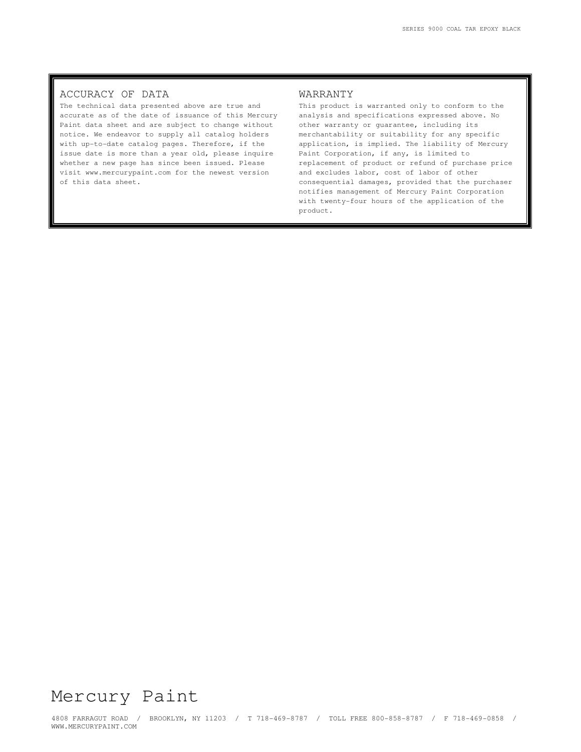## ACCURACY OF DATA

The technical data presented above are true and accurate as of the date of issuance of this Mercury Paint data sheet and are subject to change without notice. We endeavor to supply all catalog holders with up-to-date catalog pages. Therefore, if the issue date is more than a year old, please inquire whether a new page has since been issued. Please visit www.mercurypaint.com for the newest version of this data sheet.

## WARRANTY

This product is warranted only to conform to the analysis and specifications expressed above. No other warranty or guarantee, including its merchantability or suitability for any specific application, is implied. The liability of Mercury Paint Corporation, if any, is limited to replacement of product or refund of purchase price and excludes labor, cost of labor of other consequential damages, provided that the purchaser notifies management of Mercury Paint Corporation with twenty-four hours of the application of the product.

# Mercury Paint

4808 FARRAGUT ROAD / BROOKLYN, NY 11203 / T 718-469-8787 / TOLL FREE 800-858-8787 / F 718-469-0858 / WWW.MERCURYPAINT.COM